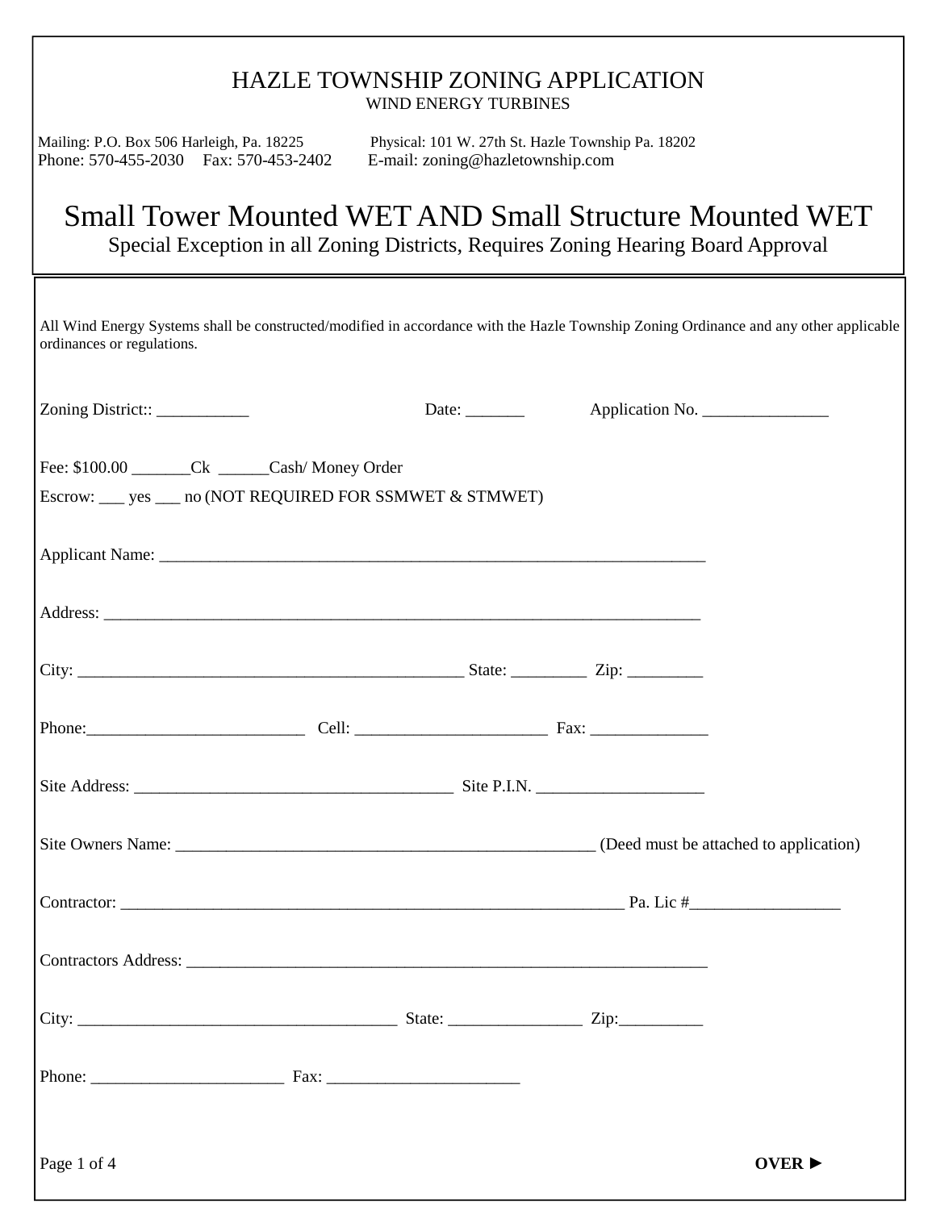# HAZLE TOWNSHIP ZONING APPLICATION

WIND ENERGY TURBINES

Mailing: P.O. Box 506 Harleigh, Pa. 18225 Physical: 101 W. 27th St. Hazle Township Pa. 18202
Phone: 570-455-2030 Fax: 570-453-2402 E-mail: zoning@hazletownship.com

## Small Tower Mounted WET AND Small Structure Mounted WET

Special Exception in all Zoning Districts, Requires Zoning Hearing Board Approval

All Wind Energy Systems shall be constructed/modified in accordance with the Hazle Township Zoning Ordinance and any other applicable ordinances or regulations.

Zoning District:: ___________ Date: _______ Application No. _______________

Fee: $100.00 _______Ck ______Cash/ Money Order

Escrow: ___ yes ___ no (NOT REQUIRED FOR SSMWET & STMWET)

Applicant Name: _____________________________________________________________________

Address: ____________________________________________________________________________

City: ________________________________________________ State: _________ Zip: _________

Phone:__________________________ Cell: _______________________ Fax: ______________

Site Address: ________________________________________ Site P.I.N. ____________________

Site Owners Name: ____________________________________________________ (Deed must be attached to application)

Contractor: _______________________________________________________________ Pa. Lic #__________________

Contractors Address: _________________________________________________________________

City: ______________________________________ State: ________________ Zip:__________

Phone: _______________________ Fax: _______________________

**OVER ►**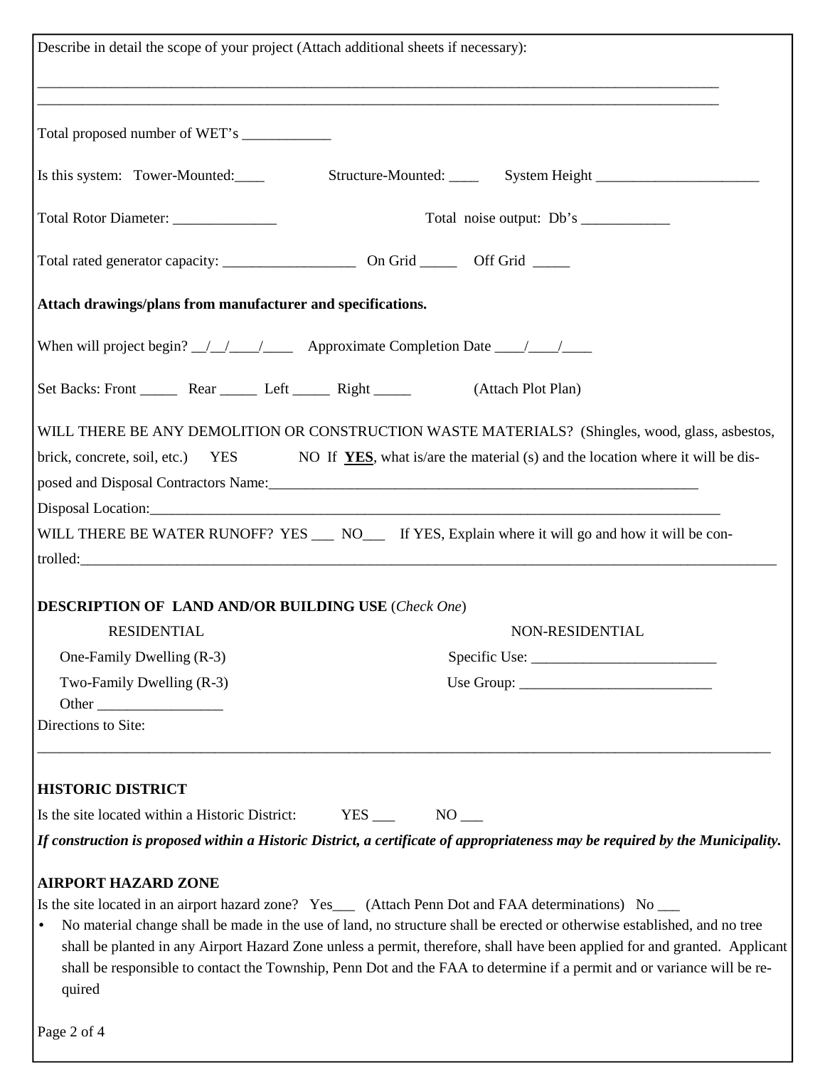Describe in detail the scope of your project (Attach additional sheets if necessary):

_____________________________________________________________________________________________

_____________________________________________________________________________________________

Total proposed number of WET's ____________

Is this system: Tower-Mounted:____ Structure-Mounted: ____ System Height ______________________

Total Rotor Diameter: ______________ Total noise output: Db's ____________

Total rated generator capacity: __________________ On Grid _____ Off Grid _____

**Attach drawings/plans from manufacturer and specifications.**

When will project begin? __/__/____/____ Approximate Completion Date ____/____/____

Set Backs: Front _____ Rear _____ Left _____ Right _____ (Attach Plot Plan)

WILL THERE BE ANY DEMOLITION OR CONSTRUCTION WASTE MATERIALS? (Shingles, wood, glass, asbestos, brick, concrete, soil, etc.) YES NO If **YES**, what is/are the material (s) and the location where it will be disposed and Disposal Contractors Name:_______________________________________________________________

Disposal Location:________________________________________________________________________________

WILL THERE BE WATER RUNOFF? YES ___ NO___ If YES, Explain where it will go and how it will be controlled:______________________________________________________________________________________

**DESCRIPTION OF LAND AND/OR BUILDING USE** (*Check One*)

RESIDENTIAL

- One-Family Dwelling (R-3)
- Two-Family Dwelling (R-3)
- Other _________________

NON-RESIDENTIAL

- Specific Use: _________________________
- Use Group: __________________________

Directions to Site:

_____________________________________________________________________________________________

**HISTORIC DISTRICT**

Is the site located within a Historic District: YES ___ NO ___

***If construction is proposed within a Historic District, a certificate of appropriateness may be required by the Municipality.***

**AIRPORT HAZARD ZONE**

Is the site located in an airport hazard zone? Yes___ (Attach Penn Dot and FAA determinations) No ___

- No material change shall be made in the use of land, no structure shall be erected or otherwise established, and no tree shall be planted in any Airport Hazard Zone unless a permit, therefore, shall have been applied for and granted. Applicant shall be responsible to contact the Township, Penn Dot and the FAA to determine if a permit and or variance will be required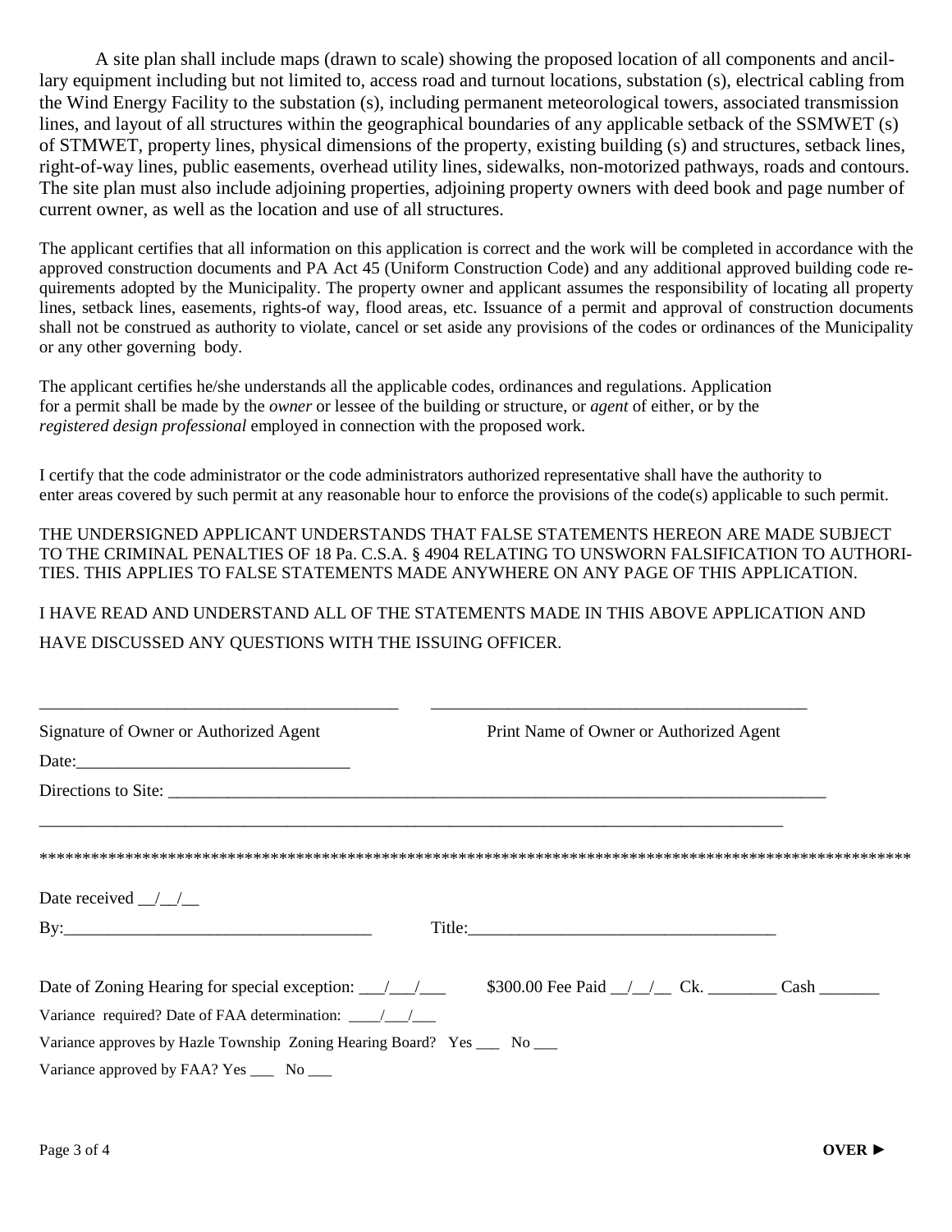A site plan shall include maps (drawn to scale) showing the proposed location of all components and ancillary equipment including but not limited to, access road and turnout locations, substation (s), electrical cabling from the Wind Energy Facility to the substation (s), including permanent meteorological towers, associated transmission lines, and layout of all structures within the geographical boundaries of any applicable setback of the SSMWET (s) of STMWET, property lines, physical dimensions of the property, existing building (s) and structures, setback lines, right-of-way lines, public easements, overhead utility lines, sidewalks, non-motorized pathways, roads and contours. The site plan must also include adjoining properties, adjoining property owners with deed book and page number of current owner, as well as the location and use of all structures.

The applicant certifies that all information on this application is correct and the work will be completed in accordance with the approved construction documents and PA Act 45 (Uniform Construction Code) and any additional approved building code requirements adopted by the Municipality. The property owner and applicant assumes the responsibility of locating all property lines, setback lines, easements, rights-of way, flood areas, etc. Issuance of a permit and approval of construction documents shall not be construed as authority to violate, cancel or set aside any provisions of the codes or ordinances of the Municipality or any other governing body.

The applicant certifies he/she understands all the applicable codes, ordinances and regulations. Application for a permit shall be made by the *owner* or lessee of the building or structure, or *agent* of either, or by the *registered design professional* employed in connection with the proposed work.

I certify that the code administrator or the code administrators authorized representative shall have the authority to enter areas covered by such permit at any reasonable hour to enforce the provisions of the code(s) applicable to such permit.

THE UNDERSIGNED APPLICANT UNDERSTANDS THAT FALSE STATEMENTS HEREON ARE MADE SUBJECT TO THE CRIMINAL PENALTIES OF 18 Pa. C.S.A. § 4904 RELATING TO UNSWORN FALSIFICATION TO AUTHORITIES. THIS APPLIES TO FALSE STATEMENTS MADE ANYWHERE ON ANY PAGE OF THIS APPLICATION.

I HAVE READ AND UNDERSTAND ALL OF THE STATEMENTS MADE IN THIS ABOVE APPLICATION AND HAVE DISCUSSED ANY QUESTIONS WITH THE ISSUING OFFICER.

__________________________________________ __________________________________________

Signature of Owner or Authorized Agent Print Name of Owner or Authorized Agent

Date:_______________________________

Directions to Site: ______________________________________________________________________________

_____________________________________________________________________________________

*****************************************************************************************************

Date received __/__/__

By:___________________________________ Title:___________________________________

Date of Zoning Hearing for special exception: ___/___/___ $300.00 Fee Paid __/__/__ Ck. ________ Cash _______

Variance required? Date of FAA determination: ____/___/___

Variance approves by Hazle Township Zoning Hearing Board? Yes ___ No ___

Variance approved by FAA? Yes ___ No ___

**OVER ►**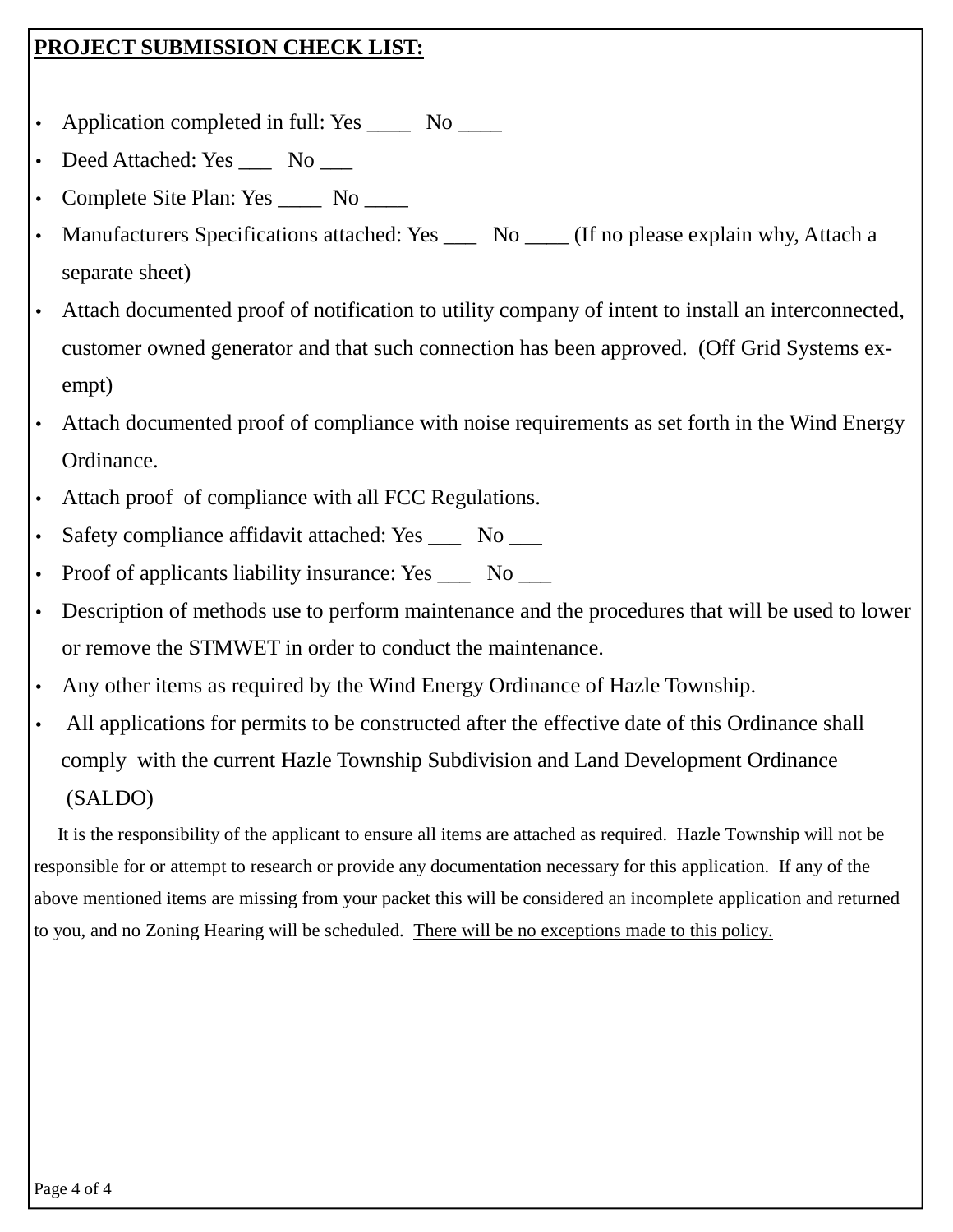**PROJECT SUBMISSION CHECK LIST:**

- Application completed in full: Yes ____ No ____
- Deed Attached: Yes ___ No ___
- Complete Site Plan: Yes ____ No ____
- Manufacturers Specifications attached: Yes ___ No ____ (If no please explain why, Attach a separate sheet)
- Attach documented proof of notification to utility company of intent to install an interconnected, customer owned generator and that such connection has been approved. (Off Grid Systems exempt)
- Attach documented proof of compliance with noise requirements as set forth in the Wind Energy Ordinance.
- Attach proof of compliance with all FCC Regulations.
- Safety compliance affidavit attached: Yes ___ No ___
- Proof of applicants liability insurance: Yes ___ No ___
- Description of methods use to perform maintenance and the procedures that will be used to lower or remove the STMWET in order to conduct the maintenance.
- Any other items as required by the Wind Energy Ordinance of Hazle Township.
- All applications for permits to be constructed after the effective date of this Ordinance shall comply with the current Hazle Township Subdivision and Land Development Ordinance (SALDO)

It is the responsibility of the applicant to ensure all items are attached as required. Hazle Township will not be responsible for or attempt to research or provide any documentation necessary for this application. If any of the above mentioned items are missing from your packet this will be considered an incomplete application and returned to you, and no Zoning Hearing will be scheduled. There will be no exceptions made to this policy.